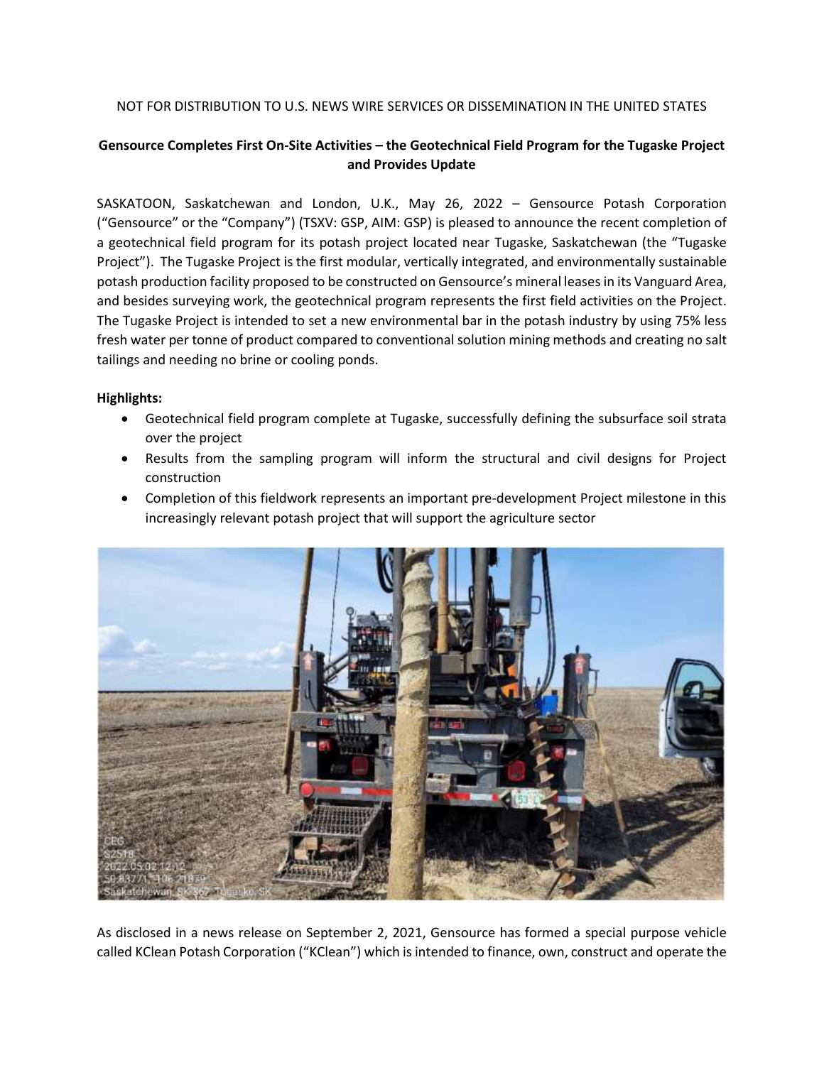NOT FOR DISTRIBUTION TO U.S. NEWS WIRE SERVICES OR DISSEMINATION IN THE UNITED STATES

**Gensource Completes First On-Site Activities – the Geotechnical Field Program for the Tugaske Project and Provides Update**

SASKATOON, Saskatchewan and London, U.K., May 26, 2022 – Gensource Potash Corporation ("Gensource" or the "Company") (TSXV: GSP, AIM: GSP) is pleased to announce the recent completion of a geotechnical field program for its potash project located near Tugaske, Saskatchewan (the "Tugaske Project"). The Tugaske Project is the first modular, vertically integrated, and environmentally sustainable potash production facility proposed to be constructed on Gensource's mineral leases in its Vanguard Area, and besides surveying work, the geotechnical program represents the first field activities on the Project. The Tugaske Project is intended to set a new environmental bar in the potash industry by using 75% less fresh water per tonne of product compared to conventional solution mining methods and creating no salt tailings and needing no brine or cooling ponds.

**Highlights:**

- Geotechnical field program complete at Tugaske, successfully defining the subsurface soil strata over the project
- Results from the sampling program will inform the structural and civil designs for Project construction
- Completion of this fieldwork represents an important pre-development Project milestone in this increasingly relevant potash project that will support the agriculture sector

As disclosed in a news release on September 2, 2021, Gensource has formed a special purpose vehicle called KClean Potash Corporation ("KClean") which is intended to finance, own, construct and operate the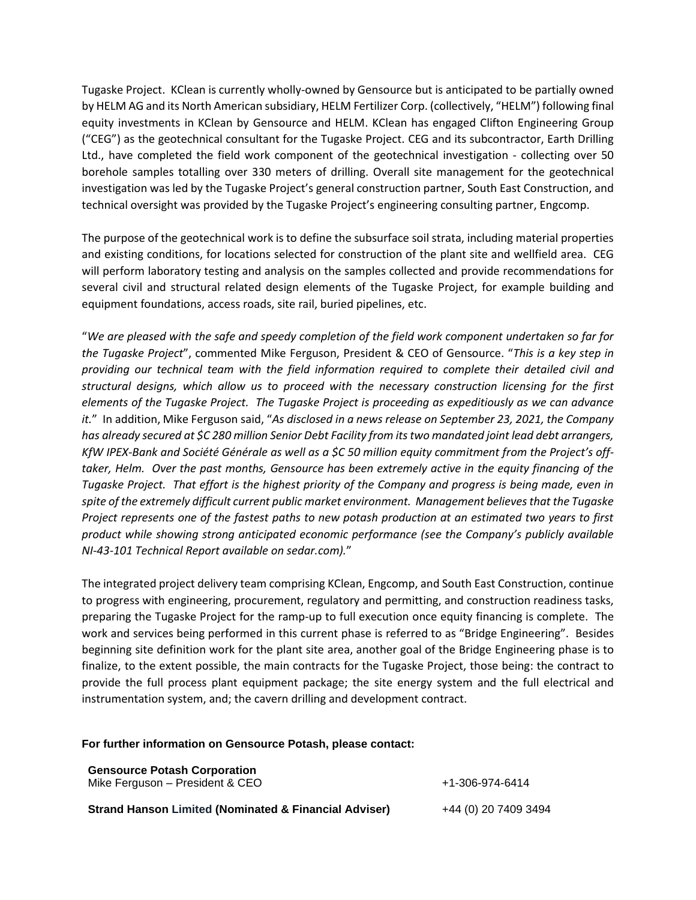Tugaske Project. KClean is currently wholly-owned by Gensource but is anticipated to be partially owned by HELM AG and its North American subsidiary, HELM Fertilizer Corp. (collectively, "HELM") following final equity investments in KClean by Gensource and HELM. KClean has engaged Clifton Engineering Group ("CEG") as the geotechnical consultant for the Tugaske Project. CEG and its subcontractor, Earth Drilling Ltd., have completed the field work component of the geotechnical investigation - collecting over 50 borehole samples totalling over 330 meters of drilling. Overall site management for the geotechnical investigation was led by the Tugaske Project's general construction partner, South East Construction, and technical oversight was provided by the Tugaske Project's engineering consulting partner, Engcomp.

The purpose of the geotechnical work is to define the subsurface soil strata, including material properties and existing conditions, for locations selected for construction of the plant site and wellfield area. CEG will perform laboratory testing and analysis on the samples collected and provide recommendations for several civil and structural related design elements of the Tugaske Project, for example building and equipment foundations, access roads, site rail, buried pipelines, etc.

"*We are pleased with the safe and speedy completion of the field work component undertaken so far for the Tugaske Project*", commented Mike Ferguson, President & CEO of Gensource. "*This is a key step in providing our technical team with the field information required to complete their detailed civil and structural designs, which allow us to proceed with the necessary construction licensing for the first elements of the Tugaske Project. The Tugaske Project is proceeding as expeditiously as we can advance it.*" In addition, Mike Ferguson said, "*As disclosed in a news release on September 23, 2021, the Company has already secured at $C 280 million Senior Debt Facility from its two mandated joint lead debt arrangers, KfW IPEX-Bank and Société Générale as well as a $C 50 million equity commitment from the Project's off-taker, Helm. Over the past months, Gensource has been extremely active in the equity financing of the Tugaske Project. That effort is the highest priority of the Company and progress is being made, even in spite of the extremely difficult current public market environment. Management believes that the Tugaske Project represents one of the fastest paths to new potash production at an estimated two years to first product while showing strong anticipated economic performance (see the Company's publicly available NI-43-101 Technical Report available on sedar.com).*"

The integrated project delivery team comprising KClean, Engcomp, and South East Construction, continue to progress with engineering, procurement, regulatory and permitting, and construction readiness tasks, preparing the Tugaske Project for the ramp-up to full execution once equity financing is complete. The work and services being performed in this current phase is referred to as "Bridge Engineering". Besides beginning site definition work for the plant site area, another goal of the Bridge Engineering phase is to finalize, to the extent possible, the main contracts for the Tugaske Project, those being: the contract to provide the full process plant equipment package; the site energy system and the full electrical and instrumentation system, and; the cavern drilling and development contract.

**For further information on Gensource Potash, please contact:**

| | |
|---|---|
| **Gensource Potash Corporation**<br>Mike Ferguson – President & CEO | +1-306-974-6414 |
| **Strand Hanson Limited (Nominated & Financial Adviser)** | +44 (0) 20 7409 3494 |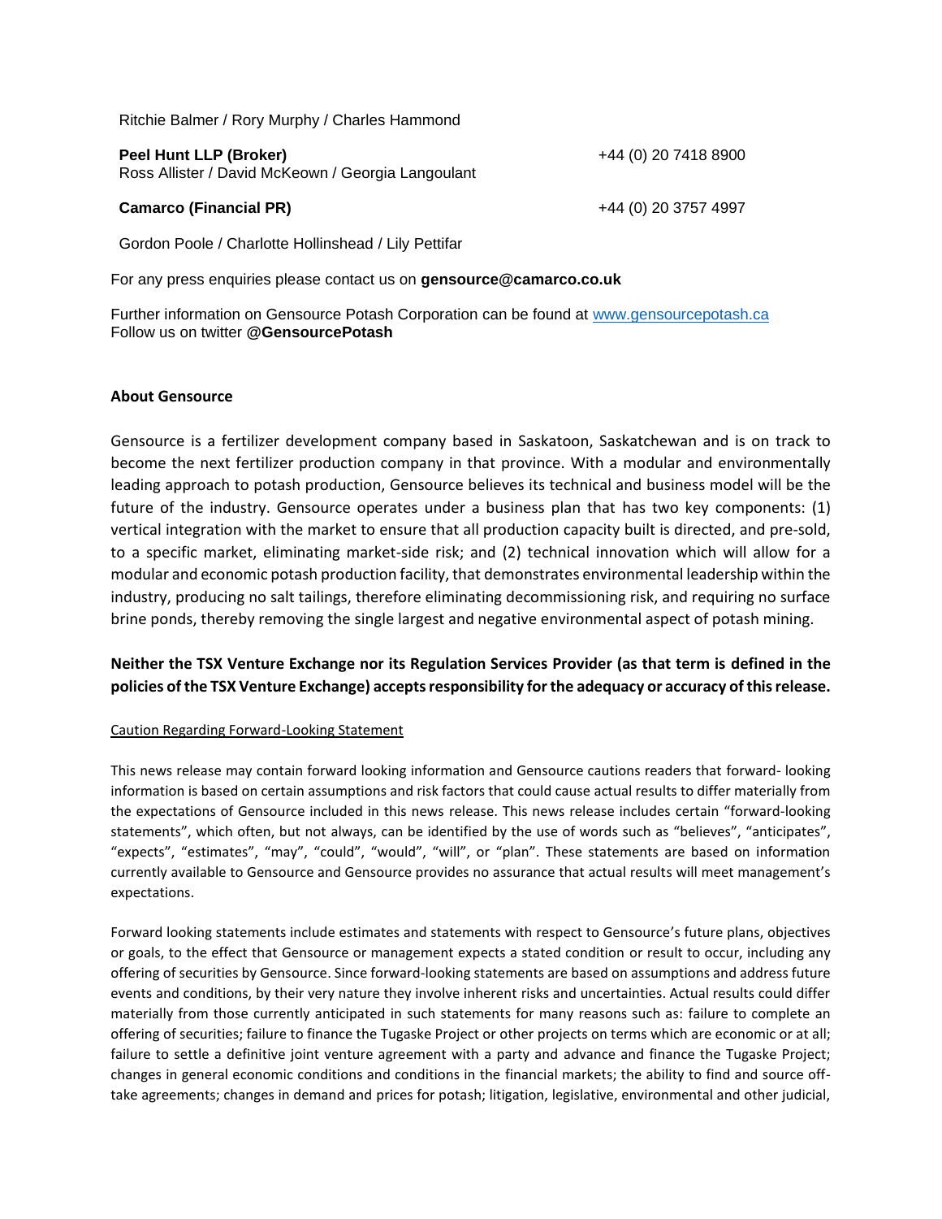Ritchie Balmer / Rory Murphy / Charles Hammond

**Peel Hunt LLP (Broker)** +44 (0) 20 7418 8900
Ross Allister / David McKeown / Georgia Langoulant

**Camarco (Financial PR)** +44 (0) 20 3757 4997

Gordon Poole / Charlotte Hollinshead / Lily Pettifar

For any press enquiries please contact us on **gensource@camarco.co.uk**

Further information on Gensource Potash Corporation can be found at www.gensourcepotash.ca
Follow us on twitter **@GensourcePotash**

**About Gensource**

Gensource is a fertilizer development company based in Saskatoon, Saskatchewan and is on track to become the next fertilizer production company in that province. With a modular and environmentally leading approach to potash production, Gensource believes its technical and business model will be the future of the industry. Gensource operates under a business plan that has two key components: (1) vertical integration with the market to ensure that all production capacity built is directed, and pre-sold, to a specific market, eliminating market-side risk; and (2) technical innovation which will allow for a modular and economic potash production facility, that demonstrates environmental leadership within the industry, producing no salt tailings, therefore eliminating decommissioning risk, and requiring no surface brine ponds, thereby removing the single largest and negative environmental aspect of potash mining.

**Neither the TSX Venture Exchange nor its Regulation Services Provider (as that term is defined in the policies of the TSX Venture Exchange) accepts responsibility for the adequacy or accuracy of this release.**

Caution Regarding Forward-Looking Statement

This news release may contain forward looking information and Gensource cautions readers that forward- looking information is based on certain assumptions and risk factors that could cause actual results to differ materially from the expectations of Gensource included in this news release. This news release includes certain "forward-looking statements", which often, but not always, can be identified by the use of words such as "believes", "anticipates", "expects", "estimates", "may", "could", "would", "will", or "plan". These statements are based on information currently available to Gensource and Gensource provides no assurance that actual results will meet management's expectations.

Forward looking statements include estimates and statements with respect to Gensource's future plans, objectives or goals, to the effect that Gensource or management expects a stated condition or result to occur, including any offering of securities by Gensource. Since forward-looking statements are based on assumptions and address future events and conditions, by their very nature they involve inherent risks and uncertainties. Actual results could differ materially from those currently anticipated in such statements for many reasons such as: failure to complete an offering of securities; failure to finance the Tugaske Project or other projects on terms which are economic or at all; failure to settle a definitive joint venture agreement with a party and advance and finance the Tugaske Project; changes in general economic conditions and conditions in the financial markets; the ability to find and source off-take agreements; changes in demand and prices for potash; litigation, legislative, environmental and other judicial,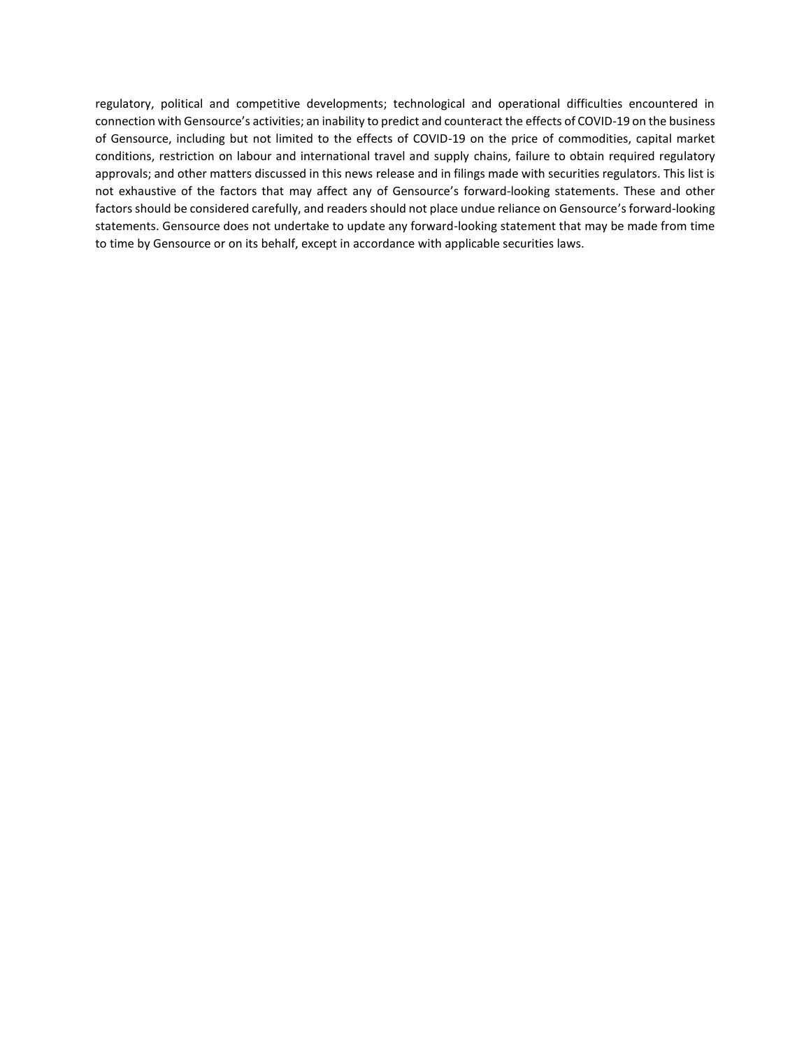regulatory, political and competitive developments; technological and operational difficulties encountered in connection with Gensource's activities; an inability to predict and counteract the effects of COVID-19 on the business of Gensource, including but not limited to the effects of COVID-19 on the price of commodities, capital market conditions, restriction on labour and international travel and supply chains, failure to obtain required regulatory approvals; and other matters discussed in this news release and in filings made with securities regulators. This list is not exhaustive of the factors that may affect any of Gensource's forward-looking statements. These and other factors should be considered carefully, and readers should not place undue reliance on Gensource's forward-looking statements. Gensource does not undertake to update any forward-looking statement that may be made from time to time by Gensource or on its behalf, except in accordance with applicable securities laws.